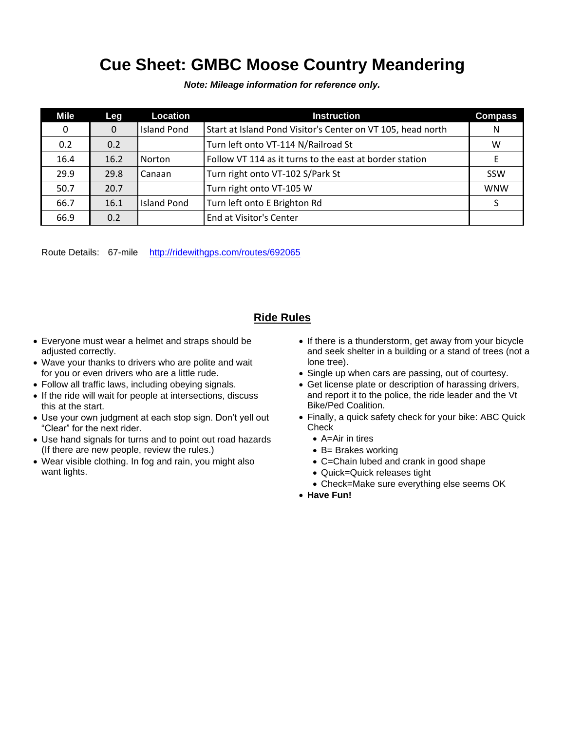# Cue Sheet: GMBC Moose Country Meandering

***Note: Mileage information for reference only.***

| Mile | Leg | Location | Instruction | Compass |
|---|---|---|---|---|
| 0 | 0 | Island Pond | Start at Island Pond Visitor's Center on VT 105, head north | N |
| 0.2 | 0.2 | | Turn left onto VT-114 N/Railroad St | W |
| 16.4 | 16.2 | Norton | Follow VT 114 as it turns to the east at border station | E |
| 29.9 | 29.8 | Canaan | Turn right onto VT-102 S/Park St | SSW |
| 50.7 | 20.7 | | Turn right onto VT-105 W | WNW |
| 66.7 | 16.1 | Island Pond | Turn left onto E Brighton Rd | S |
| 66.9 | 0.2 | | End at Visitor's Center | |

Route Details: 67-mile http://ridewithgps.com/routes/692065

## Ride Rules

- Everyone must wear a helmet and straps should be adjusted correctly.
- Wave your thanks to drivers who are polite and wait for you or even drivers who are a little rude.
- Follow all traffic laws, including obeying signals.
- If the ride will wait for people at intersections, discuss this at the start.
- Use your own judgment at each stop sign. Don't yell out "Clear" for the next rider.
- Use hand signals for turns and to point out road hazards (If there are new people, review the rules.)
- Wear visible clothing. In fog and rain, you might also want lights.
- If there is a thunderstorm, get away from your bicycle and seek shelter in a building or a stand of trees (not a lone tree).
- Single up when cars are passing, out of courtesy.
- Get license plate or description of harassing drivers, and report it to the police, the ride leader and the Vt Bike/Ped Coalition.
- Finally, a quick safety check for your bike: ABC Quick Check
  - A=Air in tires
  - B= Brakes working
  - C=Chain lubed and crank in good shape
  - Quick=Quick releases tight
  - Check=Make sure everything else seems OK
- **Have Fun!**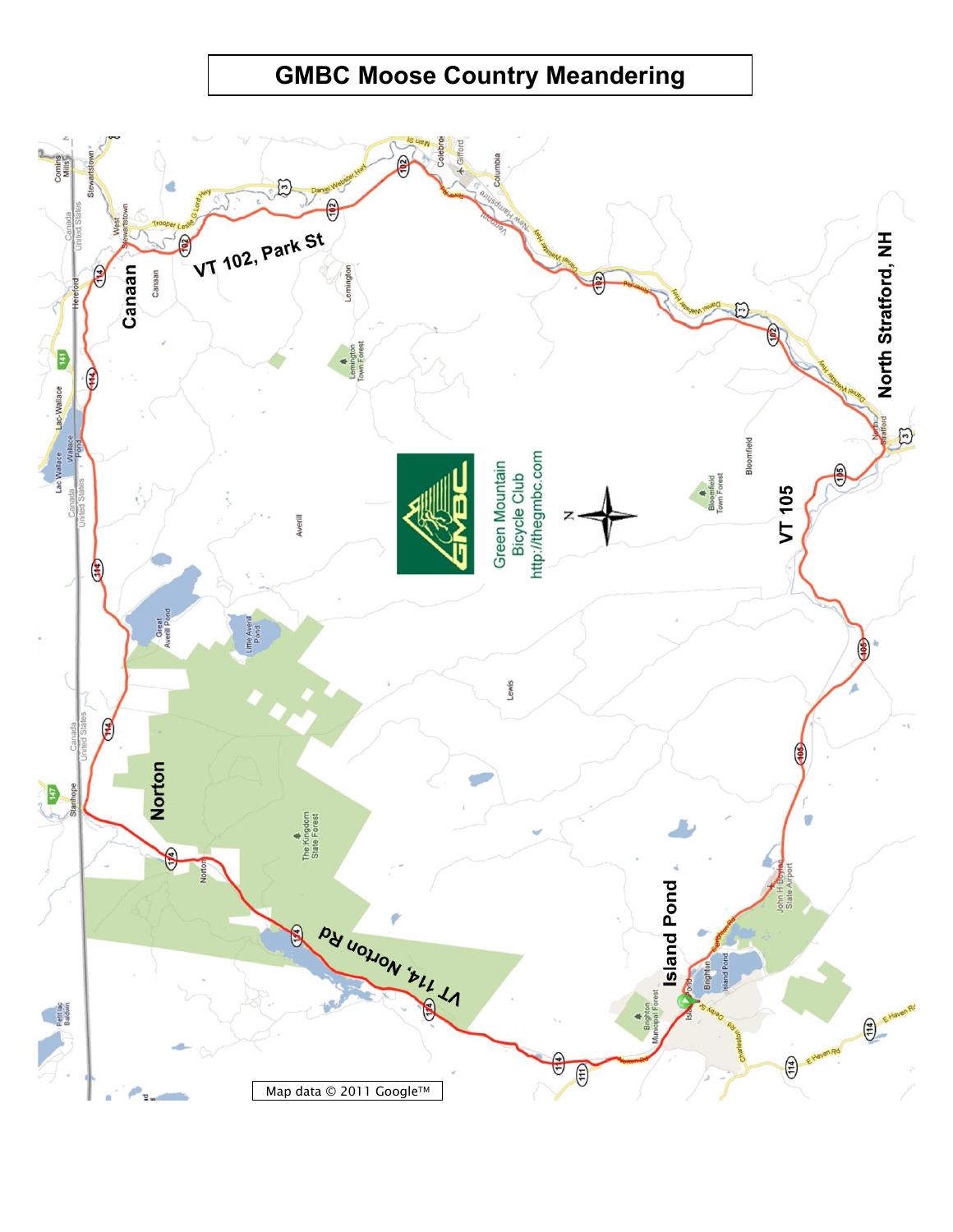# GMBC Moose Country Meandering

VT 102, Park St

Canaan

North Stratford, NH

VT 105

Norton

VT 114, Norton Rd

Island Pond

Green Mountain Bicycle Club
http://thegmbc.com

N

Map data © 2011 Google™